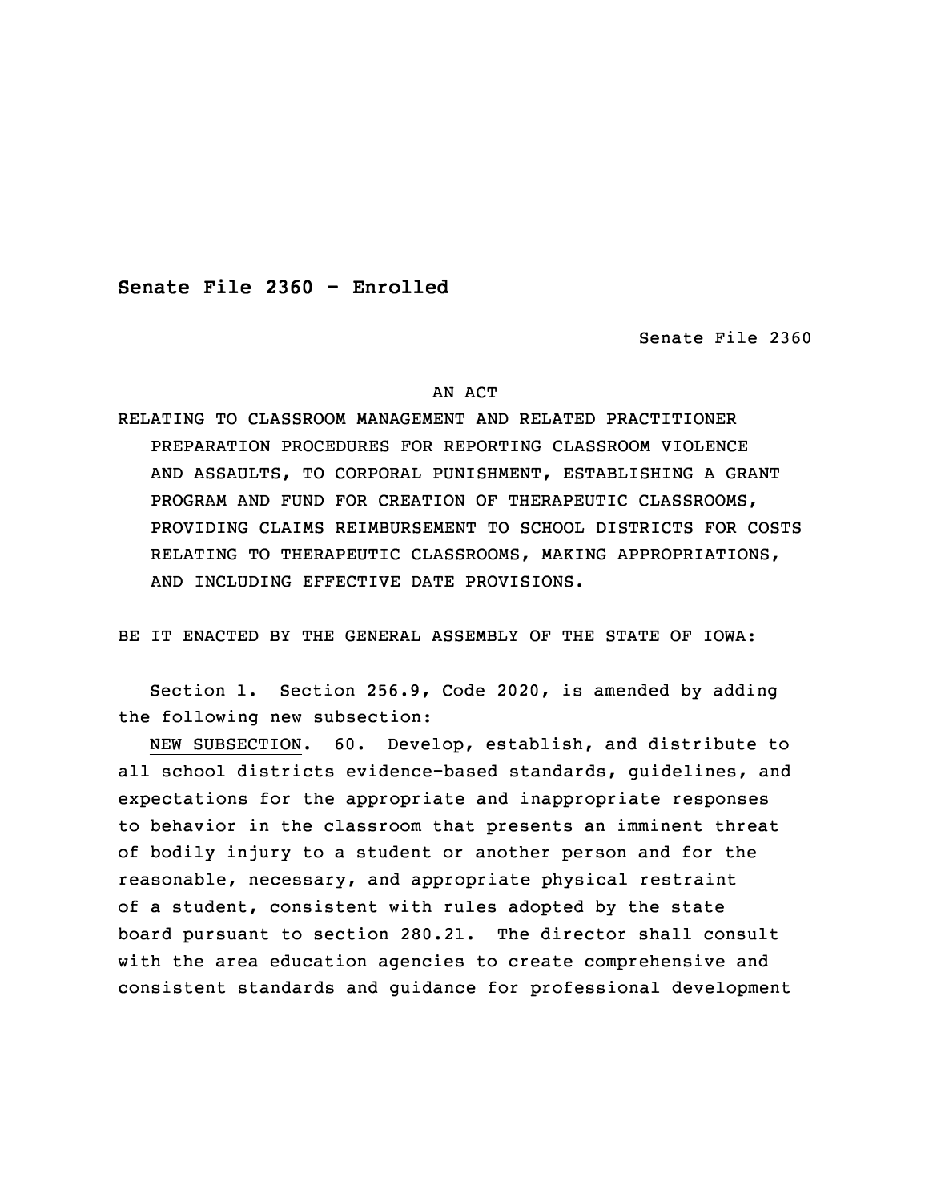**Senate File 2360 - Enrolled**

Senate File 2360

AN ACT

RELATING TO CLASSROOM MANAGEMENT AND RELATED PRACTITIONER PREPARATION PROCEDURES FOR REPORTING CLASSROOM VIOLENCE AND ASSAULTS, TO CORPORAL PUNISHMENT, ESTABLISHING A GRANT PROGRAM AND FUND FOR CREATION OF THERAPEUTIC CLASSROOMS, PROVIDING CLAIMS REIMBURSEMENT TO SCHOOL DISTRICTS FOR COSTS RELATING TO THERAPEUTIC CLASSROOMS, MAKING APPROPRIATIONS, AND INCLUDING EFFECTIVE DATE PROVISIONS.

BE IT ENACTED BY THE GENERAL ASSEMBLY OF THE STATE OF IOWA:

Section 1. Section 256.9, Code 2020, is amended by adding the following new subsection:

NEW SUBSECTION. 60. Develop, establish, and distribute to all school districts evidence-based standards, guidelines, and expectations for the appropriate and inappropriate responses to behavior in the classroom that presents an imminent threat of bodily injury to a student or another person and for the reasonable, necessary, and appropriate physical restraint of a student, consistent with rules adopted by the state board pursuant to section 280.21. The director shall consult with the area education agencies to create comprehensive and consistent standards and guidance for professional development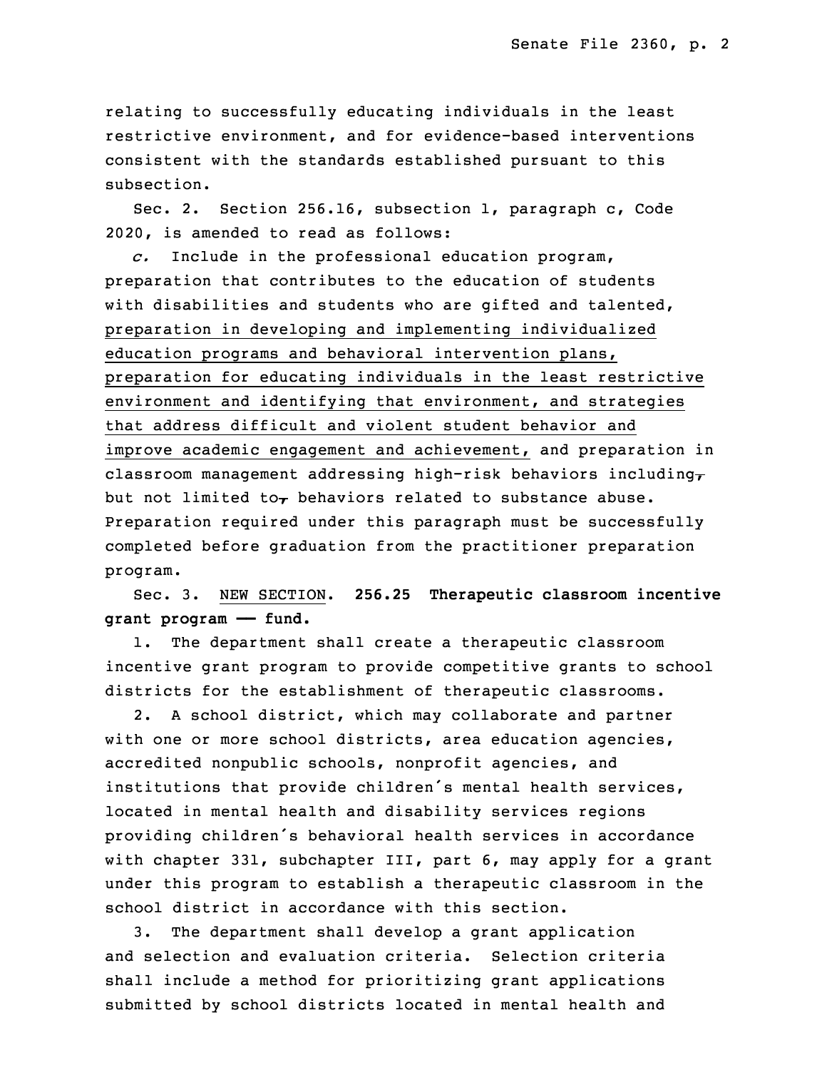relating to successfully educating individuals in the least restrictive environment, and for evidence-based interventions consistent with the standards established pursuant to this subsection.

Sec. 2. Section 256.16, subsection 1, paragraph c, Code 2020, is amended to read as follows:

*c.* Include in the professional education program, preparation that contributes to the education of students with disabilities and students who are gifted and talented, preparation in developing and implementing individualized education programs and behavioral intervention plans, preparation for educating individuals in the least restrictive environment and identifying that environment, and strategies that address difficult and violent student behavior and improve academic engagement and achievement, and preparation in classroom management addressing high-risk behaviors including, but not limited to, behaviors related to substance abuse. Preparation required under this paragraph must be successfully completed before graduation from the practitioner preparation program.

Sec. 3. NEW SECTION. **256.25 Therapeutic classroom incentive grant program —— fund.**

1. The department shall create a therapeutic classroom incentive grant program to provide competitive grants to school districts for the establishment of therapeutic classrooms.

2. A school district, which may collaborate and partner with one or more school districts, area education agencies, accredited nonpublic schools, nonprofit agencies, and institutions that provide children's mental health services, located in mental health and disability services regions providing children's behavioral health services in accordance with chapter 331, subchapter III, part 6, may apply for a grant under this program to establish a therapeutic classroom in the school district in accordance with this section.

3. The department shall develop a grant application and selection and evaluation criteria. Selection criteria shall include a method for prioritizing grant applications submitted by school districts located in mental health and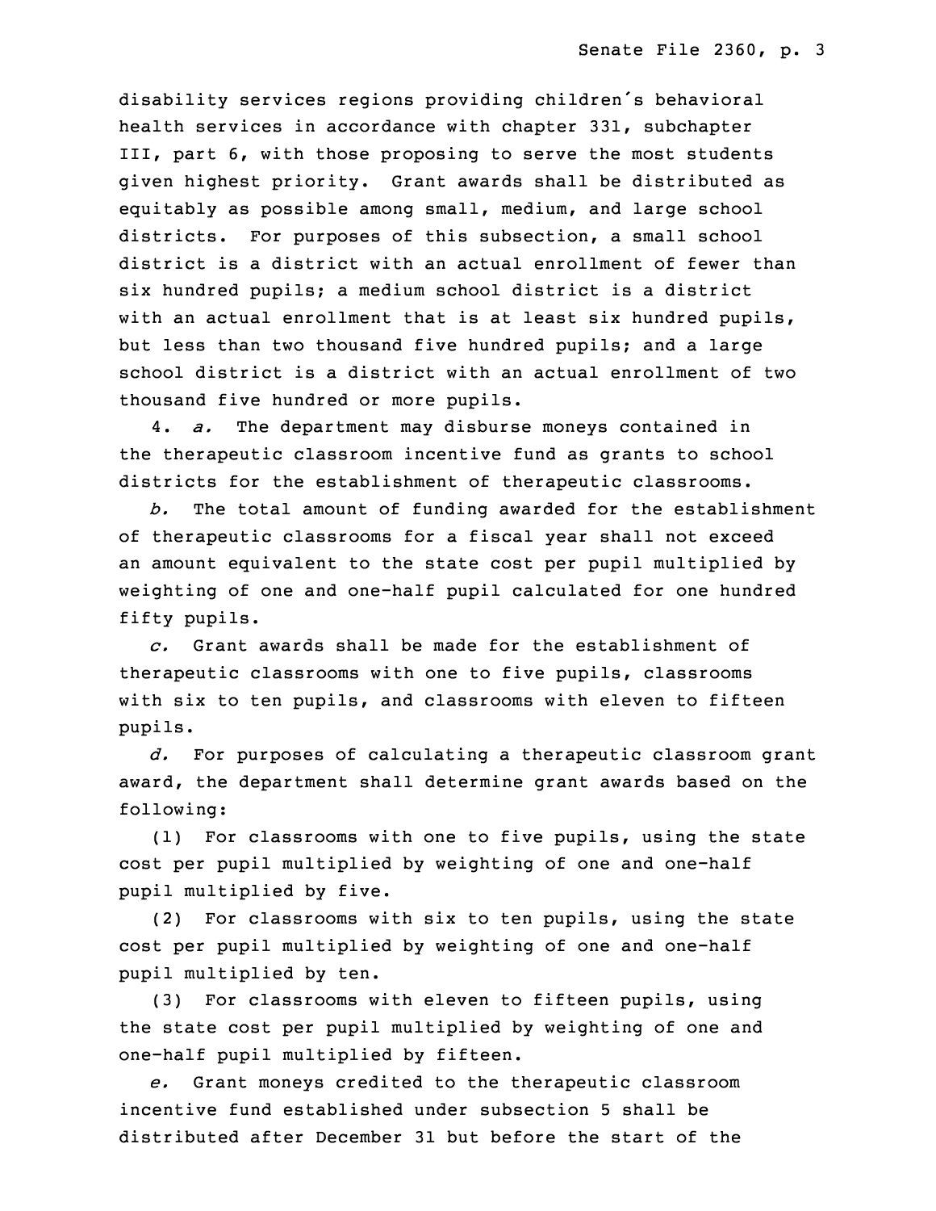disability services regions providing children's behavioral health services in accordance with chapter 331, subchapter III, part 6, with those proposing to serve the most students given highest priority. Grant awards shall be distributed as equitably as possible among small, medium, and large school districts. For purposes of this subsection, a small school district is a district with an actual enrollment of fewer than six hundred pupils; a medium school district is a district with an actual enrollment that is at least six hundred pupils, but less than two thousand five hundred pupils; and a large school district is a district with an actual enrollment of two thousand five hundred or more pupils.

4. *a.* The department may disburse moneys contained in the therapeutic classroom incentive fund as grants to school districts for the establishment of therapeutic classrooms.

*b.* The total amount of funding awarded for the establishment of therapeutic classrooms for a fiscal year shall not exceed an amount equivalent to the state cost per pupil multiplied by weighting of one and one-half pupil calculated for one hundred fifty pupils.

*c.* Grant awards shall be made for the establishment of therapeutic classrooms with one to five pupils, classrooms with six to ten pupils, and classrooms with eleven to fifteen pupils.

*d.* For purposes of calculating a therapeutic classroom grant award, the department shall determine grant awards based on the following:

(1) For classrooms with one to five pupils, using the state cost per pupil multiplied by weighting of one and one-half pupil multiplied by five.

(2) For classrooms with six to ten pupils, using the state cost per pupil multiplied by weighting of one and one-half pupil multiplied by ten.

(3) For classrooms with eleven to fifteen pupils, using the state cost per pupil multiplied by weighting of one and one-half pupil multiplied by fifteen.

*e.* Grant moneys credited to the therapeutic classroom incentive fund established under subsection 5 shall be distributed after December 31 but before the start of the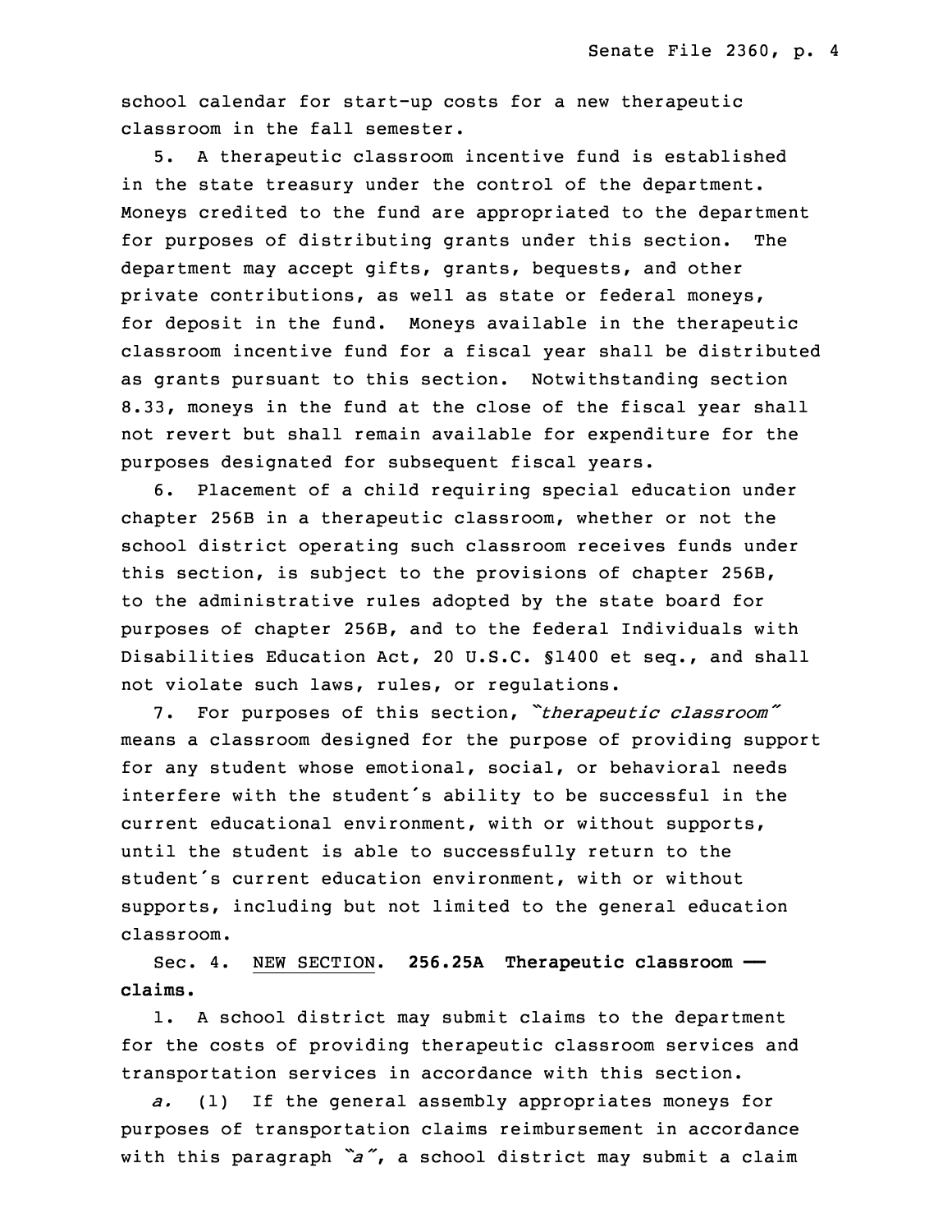school calendar for start-up costs for a new therapeutic classroom in the fall semester.

5. A therapeutic classroom incentive fund is established in the state treasury under the control of the department. Moneys credited to the fund are appropriated to the department for purposes of distributing grants under this section. The department may accept gifts, grants, bequests, and other private contributions, as well as state or federal moneys, for deposit in the fund. Moneys available in the therapeutic classroom incentive fund for a fiscal year shall be distributed as grants pursuant to this section. Notwithstanding section 8.33, moneys in the fund at the close of the fiscal year shall not revert but shall remain available for expenditure for the purposes designated for subsequent fiscal years.

6. Placement of a child requiring special education under chapter 256B in a therapeutic classroom, whether or not the school district operating such classroom receives funds under this section, is subject to the provisions of chapter 256B, to the administrative rules adopted by the state board for purposes of chapter 256B, and to the federal Individuals with Disabilities Education Act, 20 U.S.C. §1400 et seq., and shall not violate such laws, rules, or regulations.

7. For purposes of this section, *"therapeutic classroom"* means a classroom designed for the purpose of providing support for any student whose emotional, social, or behavioral needs interfere with the student's ability to be successful in the current educational environment, with or without supports, until the student is able to successfully return to the student's current education environment, with or without supports, including but not limited to the general education classroom.

Sec. 4. NEW SECTION. **256.25A Therapeutic classroom — claims.**

1. A school district may submit claims to the department for the costs of providing therapeutic classroom services and transportation services in accordance with this section.

*a.* (1) If the general assembly appropriates moneys for purposes of transportation claims reimbursement in accordance with this paragraph *"a"*, a school district may submit a claim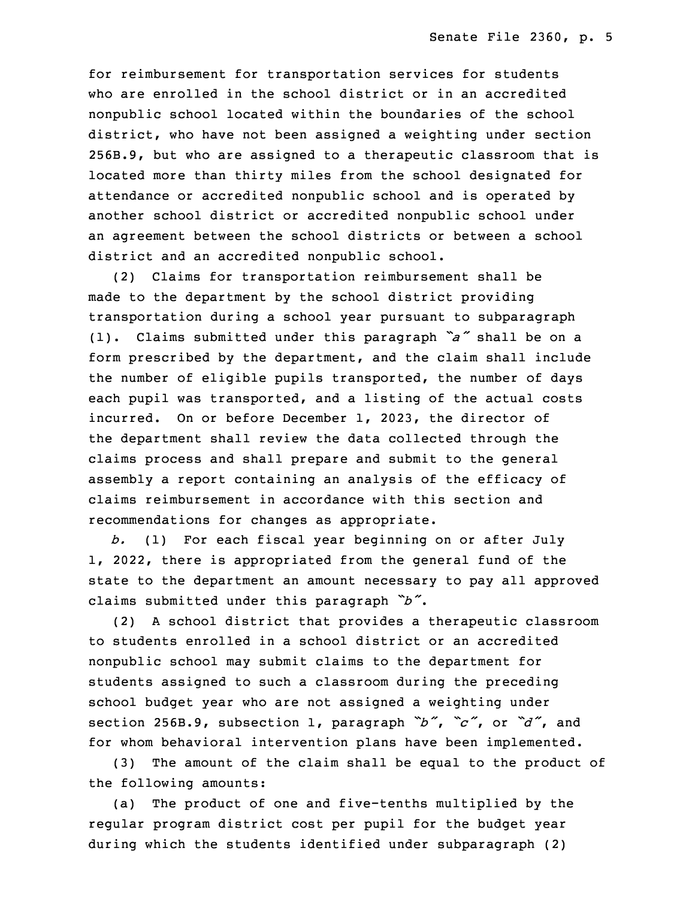for reimbursement for transportation services for students who are enrolled in the school district or in an accredited nonpublic school located within the boundaries of the school district, who have not been assigned a weighting under section 256B.9, but who are assigned to a therapeutic classroom that is located more than thirty miles from the school designated for attendance or accredited nonpublic school and is operated by another school district or accredited nonpublic school under an agreement between the school districts or between a school district and an accredited nonpublic school.

(2) Claims for transportation reimbursement shall be made to the department by the school district providing transportation during a school year pursuant to subparagraph (1). Claims submitted under this paragraph *"a"* shall be on a form prescribed by the department, and the claim shall include the number of eligible pupils transported, the number of days each pupil was transported, and a listing of the actual costs incurred. On or before December 1, 2023, the director of the department shall review the data collected through the claims process and shall prepare and submit to the general assembly a report containing an analysis of the efficacy of claims reimbursement in accordance with this section and recommendations for changes as appropriate.

*b.* (1) For each fiscal year beginning on or after July 1, 2022, there is appropriated from the general fund of the state to the department an amount necessary to pay all approved claims submitted under this paragraph *"b"*.

(2) A school district that provides a therapeutic classroom to students enrolled in a school district or an accredited nonpublic school may submit claims to the department for students assigned to such a classroom during the preceding school budget year who are not assigned a weighting under section 256B.9, subsection 1, paragraph *"b"*, *"c"*, or *"d"*, and for whom behavioral intervention plans have been implemented.

(3) The amount of the claim shall be equal to the product of the following amounts:

(a) The product of one and five-tenths multiplied by the regular program district cost per pupil for the budget year during which the students identified under subparagraph (2)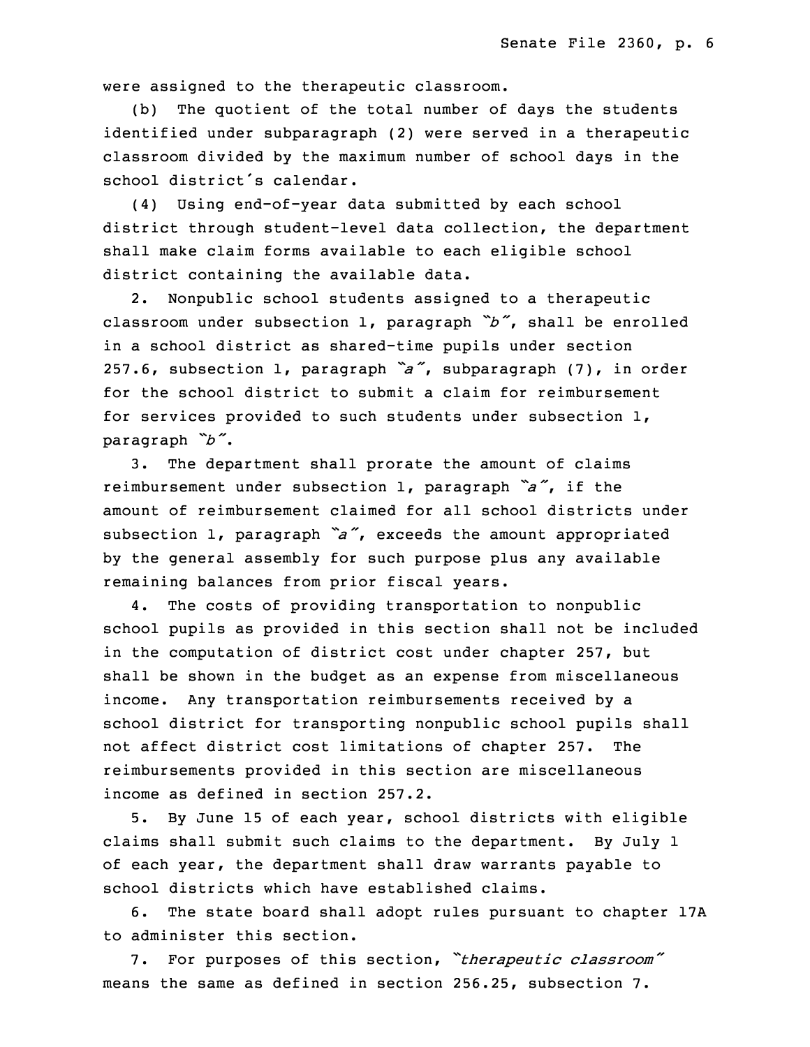were assigned to the therapeutic classroom.

(b) The quotient of the total number of days the students identified under subparagraph (2) were served in a therapeutic classroom divided by the maximum number of school days in the school district's calendar.

(4) Using end-of-year data submitted by each school district through student-level data collection, the department shall make claim forms available to each eligible school district containing the available data.

2. Nonpublic school students assigned to a therapeutic classroom under subsection 1, paragraph *"b"*, shall be enrolled in a school district as shared-time pupils under section 257.6, subsection 1, paragraph *"a"*, subparagraph (7), in order for the school district to submit a claim for reimbursement for services provided to such students under subsection 1, paragraph *"b"*.

3. The department shall prorate the amount of claims reimbursement under subsection 1, paragraph *"a"*, if the amount of reimbursement claimed for all school districts under subsection 1, paragraph *"a"*, exceeds the amount appropriated by the general assembly for such purpose plus any available remaining balances from prior fiscal years.

4. The costs of providing transportation to nonpublic school pupils as provided in this section shall not be included in the computation of district cost under chapter 257, but shall be shown in the budget as an expense from miscellaneous income. Any transportation reimbursements received by a school district for transporting nonpublic school pupils shall not affect district cost limitations of chapter 257. The reimbursements provided in this section are miscellaneous income as defined in section 257.2.

5. By June 15 of each year, school districts with eligible claims shall submit such claims to the department. By July 1 of each year, the department shall draw warrants payable to school districts which have established claims.

6. The state board shall adopt rules pursuant to chapter 17A to administer this section.

7. For purposes of this section, *"therapeutic classroom"* means the same as defined in section 256.25, subsection 7.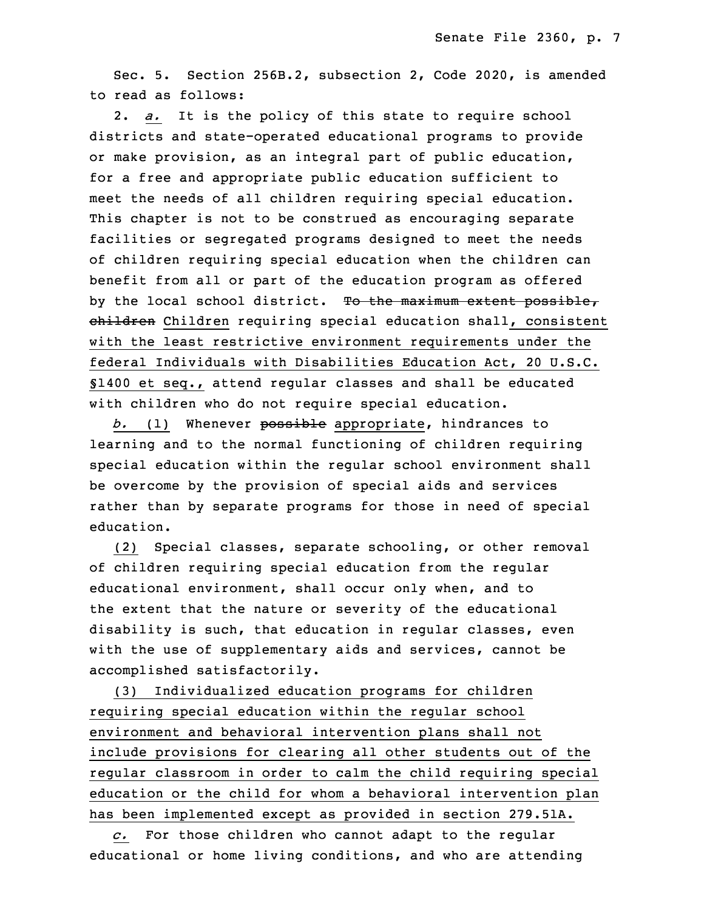Sec. 5. Section 256B.2, subsection 2, Code 2020, is amended to read as follows:

2. *a.* It is the policy of this state to require school districts and state-operated educational programs to provide or make provision, as an integral part of public education, for a free and appropriate public education sufficient to meet the needs of all children requiring special education. This chapter is not to be construed as encouraging separate facilities or segregated programs designed to meet the needs of children requiring special education when the children can benefit from all or part of the education program as offered by the local school district. ~~To the maximum extent possible, children~~ Children requiring special education shall, consistent with the least restrictive environment requirements under the federal Individuals with Disabilities Education Act, 20 U.S.C. §1400 et seq., attend regular classes and shall be educated with children who do not require special education.

*b.* (1) Whenever ~~possible~~ appropriate, hindrances to learning and to the normal functioning of children requiring special education within the regular school environment shall be overcome by the provision of special aids and services rather than by separate programs for those in need of special education.

(2) Special classes, separate schooling, or other removal of children requiring special education from the regular educational environment, shall occur only when, and to the extent that the nature or severity of the educational disability is such, that education in regular classes, even with the use of supplementary aids and services, cannot be accomplished satisfactorily.

(3) Individualized education programs for children requiring special education within the regular school environment and behavioral intervention plans shall not include provisions for clearing all other students out of the regular classroom in order to calm the child requiring special education or the child for whom a behavioral intervention plan has been implemented except as provided in section 279.51A.

*c.* For those children who cannot adapt to the regular educational or home living conditions, and who are attending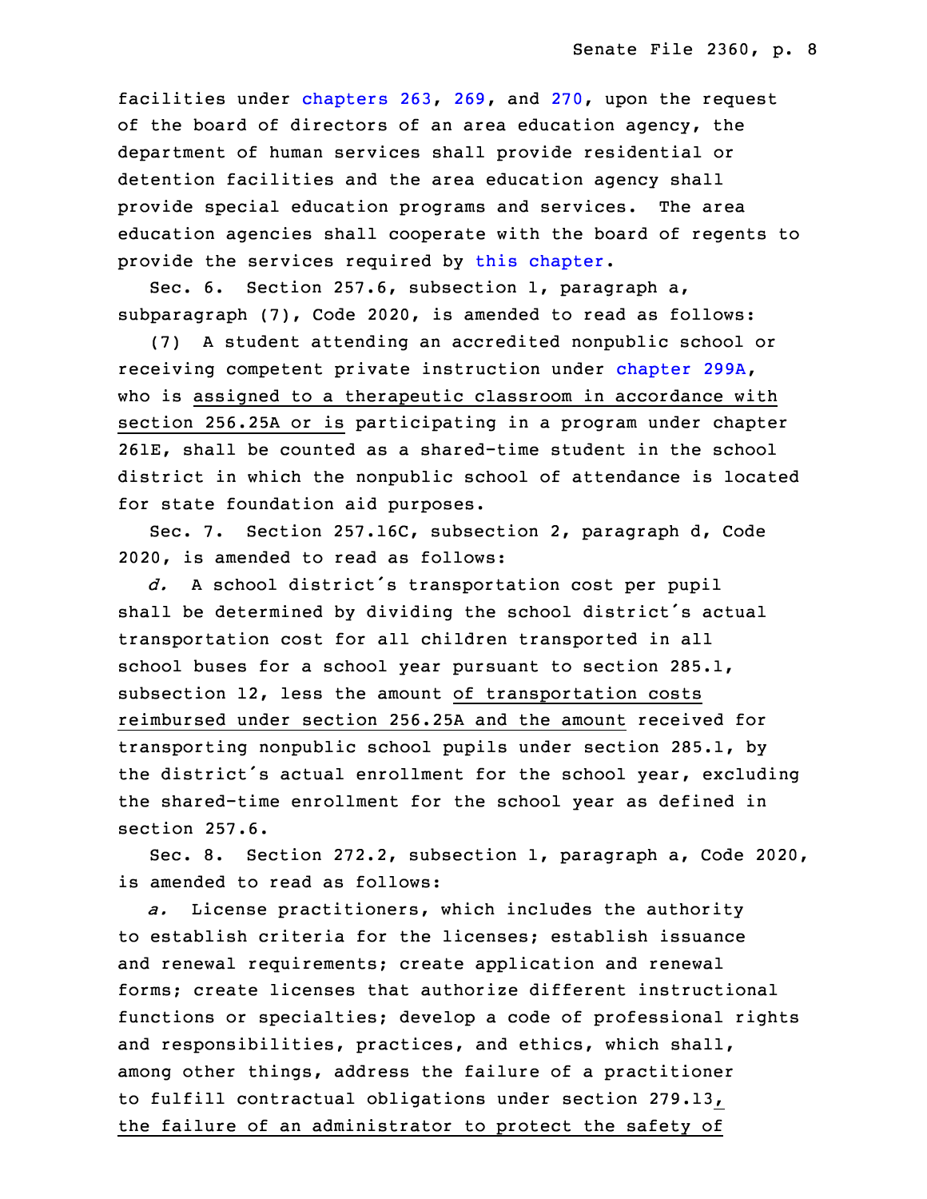facilities under chapters 263, 269, and 270, upon the request of the board of directors of an area education agency, the department of human services shall provide residential or detention facilities and the area education agency shall provide special education programs and services. The area education agencies shall cooperate with the board of regents to provide the services required by this chapter.

Sec. 6. Section 257.6, subsection 1, paragraph a, subparagraph (7), Code 2020, is amended to read as follows:

(7) A student attending an accredited nonpublic school or receiving competent private instruction under chapter 299A, who is assigned to a therapeutic classroom in accordance with section 256.25A or is participating in a program under chapter 261E, shall be counted as a shared-time student in the school district in which the nonpublic school of attendance is located for state foundation aid purposes.

Sec. 7. Section 257.16C, subsection 2, paragraph d, Code 2020, is amended to read as follows:

*d.* A school district's transportation cost per pupil shall be determined by dividing the school district's actual transportation cost for all children transported in all school buses for a school year pursuant to section 285.1, subsection 12, less the amount of transportation costs reimbursed under section 256.25A and the amount received for transporting nonpublic school pupils under section 285.1, by the district's actual enrollment for the school year, excluding the shared-time enrollment for the school year as defined in section 257.6.

Sec. 8. Section 272.2, subsection 1, paragraph a, Code 2020, is amended to read as follows:

*a.* License practitioners, which includes the authority to establish criteria for the licenses; establish issuance and renewal requirements; create application and renewal forms; create licenses that authorize different instructional functions or specialties; develop a code of professional rights and responsibilities, practices, and ethics, which shall, among other things, address the failure of a practitioner to fulfill contractual obligations under section 279.13, the failure of an administrator to protect the safety of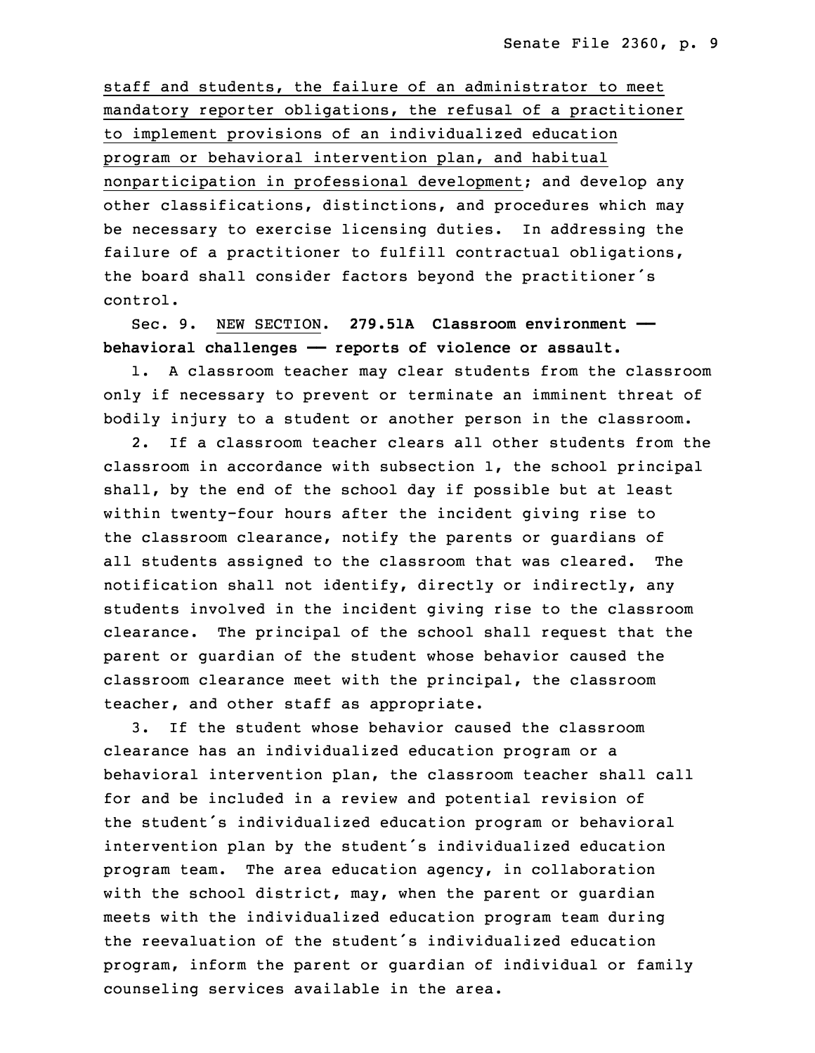staff and students, the failure of an administrator to meet mandatory reporter obligations, the refusal of a practitioner to implement provisions of an individualized education program or behavioral intervention plan, and habitual nonparticipation in professional development; and develop any other classifications, distinctions, and procedures which may be necessary to exercise licensing duties. In addressing the failure of a practitioner to fulfill contractual obligations, the board shall consider factors beyond the practitioner's control.

Sec. 9. NEW SECTION. **279.51A Classroom environment — behavioral challenges — reports of violence or assault.**

1. A classroom teacher may clear students from the classroom only if necessary to prevent or terminate an imminent threat of bodily injury to a student or another person in the classroom.

2. If a classroom teacher clears all other students from the classroom in accordance with subsection 1, the school principal shall, by the end of the school day if possible but at least within twenty-four hours after the incident giving rise to the classroom clearance, notify the parents or guardians of all students assigned to the classroom that was cleared. The notification shall not identify, directly or indirectly, any students involved in the incident giving rise to the classroom clearance. The principal of the school shall request that the parent or guardian of the student whose behavior caused the classroom clearance meet with the principal, the classroom teacher, and other staff as appropriate.

3. If the student whose behavior caused the classroom clearance has an individualized education program or a behavioral intervention plan, the classroom teacher shall call for and be included in a review and potential revision of the student's individualized education program or behavioral intervention plan by the student's individualized education program team. The area education agency, in collaboration with the school district, may, when the parent or guardian meets with the individualized education program team during the reevaluation of the student's individualized education program, inform the parent or guardian of individual or family counseling services available in the area.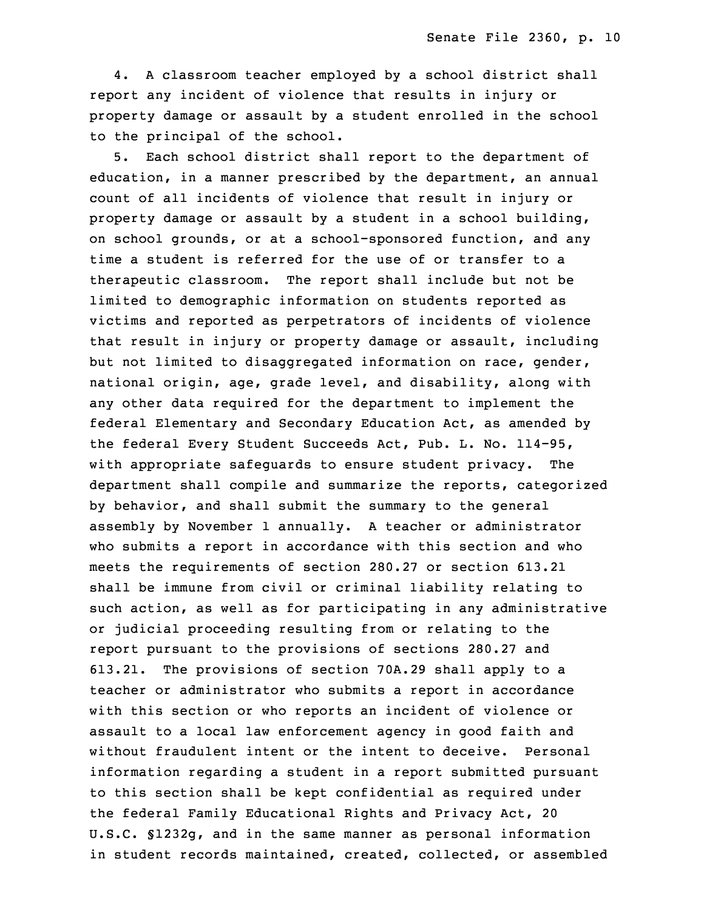4. A classroom teacher employed by a school district shall report any incident of violence that results in injury or property damage or assault by a student enrolled in the school to the principal of the school.

5. Each school district shall report to the department of education, in a manner prescribed by the department, an annual count of all incidents of violence that result in injury or property damage or assault by a student in a school building, on school grounds, or at a school-sponsored function, and any time a student is referred for the use of or transfer to a therapeutic classroom. The report shall include but not be limited to demographic information on students reported as victims and reported as perpetrators of incidents of violence that result in injury or property damage or assault, including but not limited to disaggregated information on race, gender, national origin, age, grade level, and disability, along with any other data required for the department to implement the federal Elementary and Secondary Education Act, as amended by the federal Every Student Succeeds Act, Pub. L. No. 114-95, with appropriate safeguards to ensure student privacy. The department shall compile and summarize the reports, categorized by behavior, and shall submit the summary to the general assembly by November 1 annually. A teacher or administrator who submits a report in accordance with this section and who meets the requirements of section 280.27 or section 613.21 shall be immune from civil or criminal liability relating to such action, as well as for participating in any administrative or judicial proceeding resulting from or relating to the report pursuant to the provisions of sections 280.27 and 613.21. The provisions of section 70A.29 shall apply to a teacher or administrator who submits a report in accordance with this section or who reports an incident of violence or assault to a local law enforcement agency in good faith and without fraudulent intent or the intent to deceive. Personal information regarding a student in a report submitted pursuant to this section shall be kept confidential as required under the federal Family Educational Rights and Privacy Act, 20 U.S.C. §1232g, and in the same manner as personal information in student records maintained, created, collected, or assembled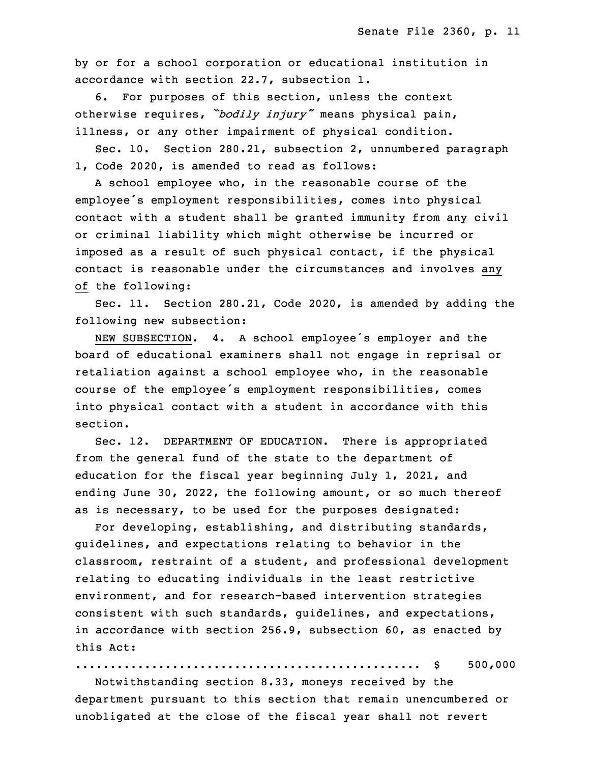by or for a school corporation or educational institution in accordance with section 22.7, subsection 1.

6. For purposes of this section, unless the context otherwise requires, *"bodily injury"* means physical pain, illness, or any other impairment of physical condition.

Sec. 10. Section 280.21, subsection 2, unnumbered paragraph 1, Code 2020, is amended to read as follows:

A school employee who, in the reasonable course of the employee's employment responsibilities, comes into physical contact with a student shall be granted immunity from any civil or criminal liability which might otherwise be incurred or imposed as a result of such physical contact, if the physical contact is reasonable under the circumstances and involves any of the following:

Sec. 11. Section 280.21, Code 2020, is amended by adding the following new subsection:

NEW SUBSECTION. 4. A school employee's employer and the board of educational examiners shall not engage in reprisal or retaliation against a school employee who, in the reasonable course of the employee's employment responsibilities, comes into physical contact with a student in accordance with this section.

Sec. 12. DEPARTMENT OF EDUCATION. There is appropriated from the general fund of the state to the department of education for the fiscal year beginning July 1, 2021, and ending June 30, 2022, the following amount, or so much thereof as is necessary, to be used for the purposes designated:

For developing, establishing, and distributing standards, guidelines, and expectations relating to behavior in the classroom, restraint of a student, and professional development relating to educating individuals in the least restrictive environment, and for research-based intervention strategies consistent with such standards, guidelines, and expectations, in accordance with section 256.9, subsection 60, as enacted by this Act:

.................................................. $ 500,000

Notwithstanding section 8.33, moneys received by the department pursuant to this section that remain unencumbered or unobligated at the close of the fiscal year shall not revert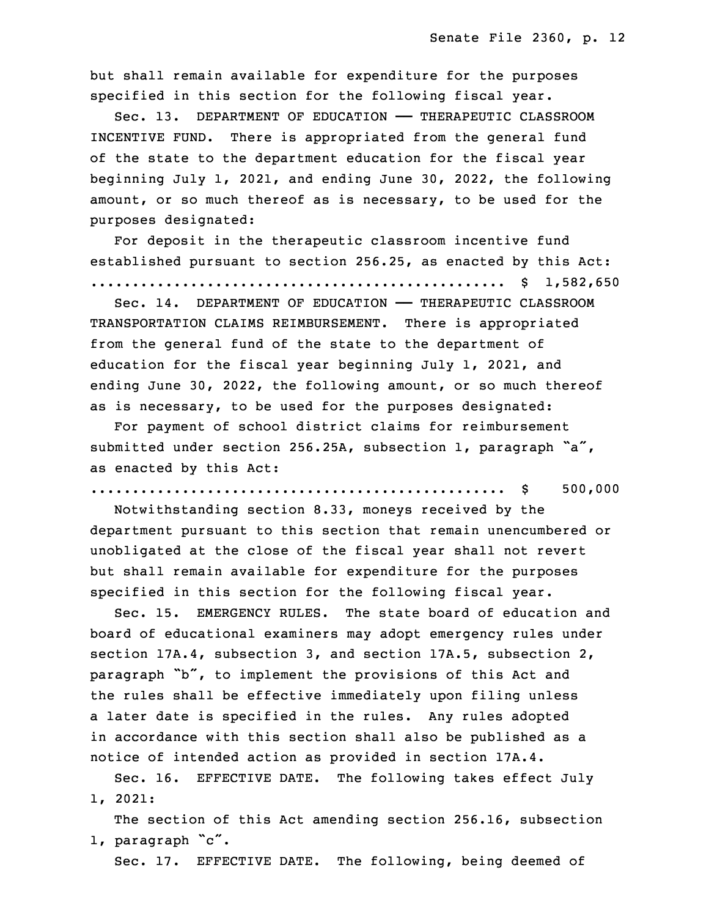but shall remain available for expenditure for the purposes specified in this section for the following fiscal year.

Sec. 13. DEPARTMENT OF EDUCATION —— THERAPEUTIC CLASSROOM INCENTIVE FUND. There is appropriated from the general fund of the state to the department education for the fiscal year beginning July 1, 2021, and ending June 30, 2022, the following amount, or so much thereof as is necessary, to be used for the purposes designated:

For deposit in the therapeutic classroom incentive fund established pursuant to section 256.25, as enacted by this Act:
.................................................. $ 1,582,650

Sec. 14. DEPARTMENT OF EDUCATION —— THERAPEUTIC CLASSROOM TRANSPORTATION CLAIMS REIMBURSEMENT. There is appropriated from the general fund of the state to the department of education for the fiscal year beginning July 1, 2021, and ending June 30, 2022, the following amount, or so much thereof as is necessary, to be used for the purposes designated:

For payment of school district claims for reimbursement submitted under section 256.25A, subsection 1, paragraph "a", as enacted by this Act:
.................................................. $ 500,000

Notwithstanding section 8.33, moneys received by the department pursuant to this section that remain unencumbered or unobligated at the close of the fiscal year shall not revert but shall remain available for expenditure for the purposes specified in this section for the following fiscal year.

Sec. 15. EMERGENCY RULES. The state board of education and board of educational examiners may adopt emergency rules under section 17A.4, subsection 3, and section 17A.5, subsection 2, paragraph "b", to implement the provisions of this Act and the rules shall be effective immediately upon filing unless a later date is specified in the rules. Any rules adopted in accordance with this section shall also be published as a notice of intended action as provided in section 17A.4.

Sec. 16. EFFECTIVE DATE. The following takes effect July 1, 2021:

The section of this Act amending section 256.16, subsection 1, paragraph "c".

Sec. 17. EFFECTIVE DATE. The following, being deemed of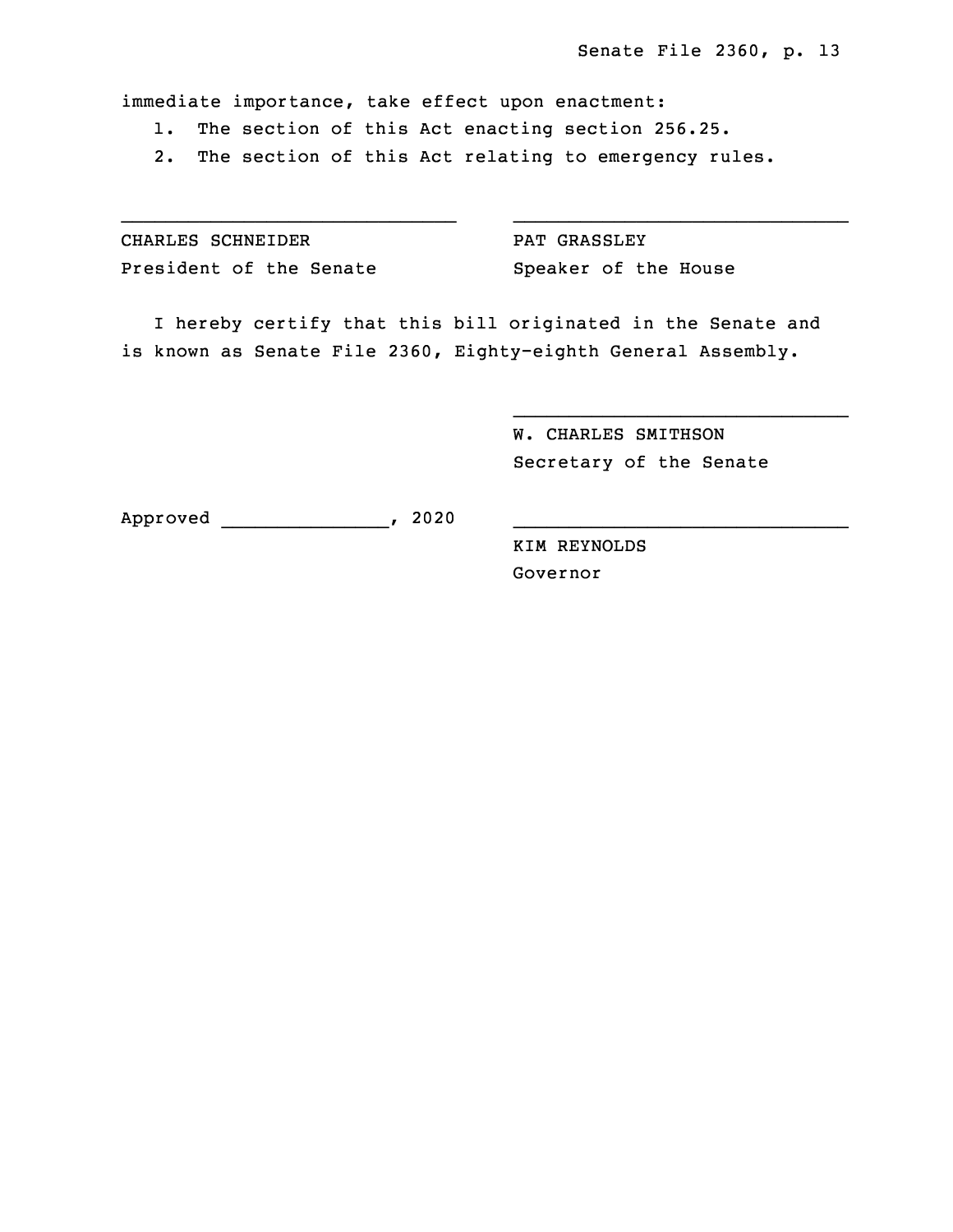immediate importance, take effect upon enactment:

1. The section of this Act enacting section 256.25.
2. The section of this Act relating to emergency rules.

______________________________
CHARLES SCHNEIDER
President of the Senate

______________________________
PAT GRASSLEY
Speaker of the House

I hereby certify that this bill originated in the Senate and is known as Senate File 2360, Eighty-eighth General Assembly.

______________________________
W. CHARLES SMITHSON
Secretary of the Senate

Approved _______________, 2020

______________________________
KIM REYNOLDS
Governor